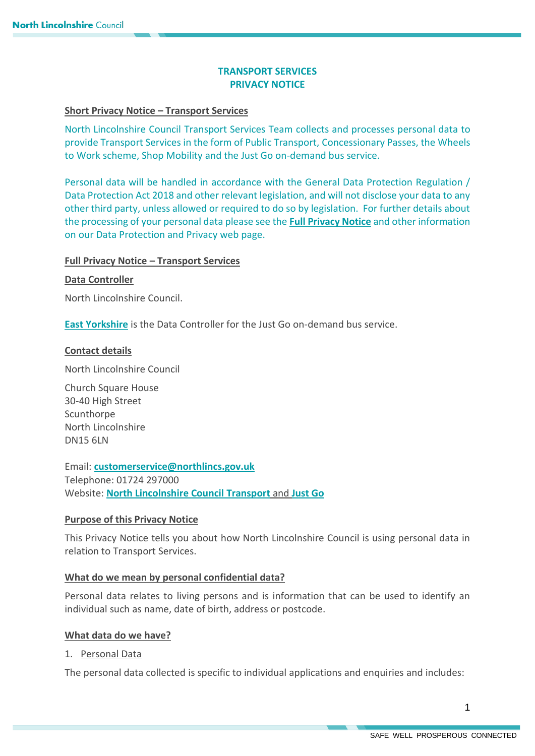# TRANSPORT SERVICES
# PRIVACY NOTICE

## Short Privacy Notice – Transport Services

North Lincolnshire Council Transport Services Team collects and processes personal data to provide Transport Services in the form of Public Transport, Concessionary Passes, the Wheels to Work scheme, Shop Mobility and the Just Go on-demand bus service.

Personal data will be handled in accordance with the General Data Protection Regulation / Data Protection Act 2018 and other relevant legislation, and will not disclose your data to any other third party, unless allowed or required to do so by legislation. For further details about the processing of your personal data please see the **Full Privacy Notice** and other information on our Data Protection and Privacy web page.

## Full Privacy Notice – Transport Services

### Data Controller

North Lincolnshire Council.

**East Yorkshire** is the Data Controller for the Just Go on-demand bus service.

### Contact details

North Lincolnshire Council

Church Square House
30-40 High Street
Scunthorpe
North Lincolnshire
DN15 6LN

Email: **customerservice@northlincs.gov.uk**
Telephone: 01724 297000
Website: **North Lincolnshire Council Transport** and **Just Go**

### Purpose of this Privacy Notice

This Privacy Notice tells you about how North Lincolnshire Council is using personal data in relation to Transport Services.

### What do we mean by personal confidential data?

Personal data relates to living persons and is information that can be used to identify an individual such as name, date of birth, address or postcode.

### What data do we have?

1. Personal Data

The personal data collected is specific to individual applications and enquiries and includes: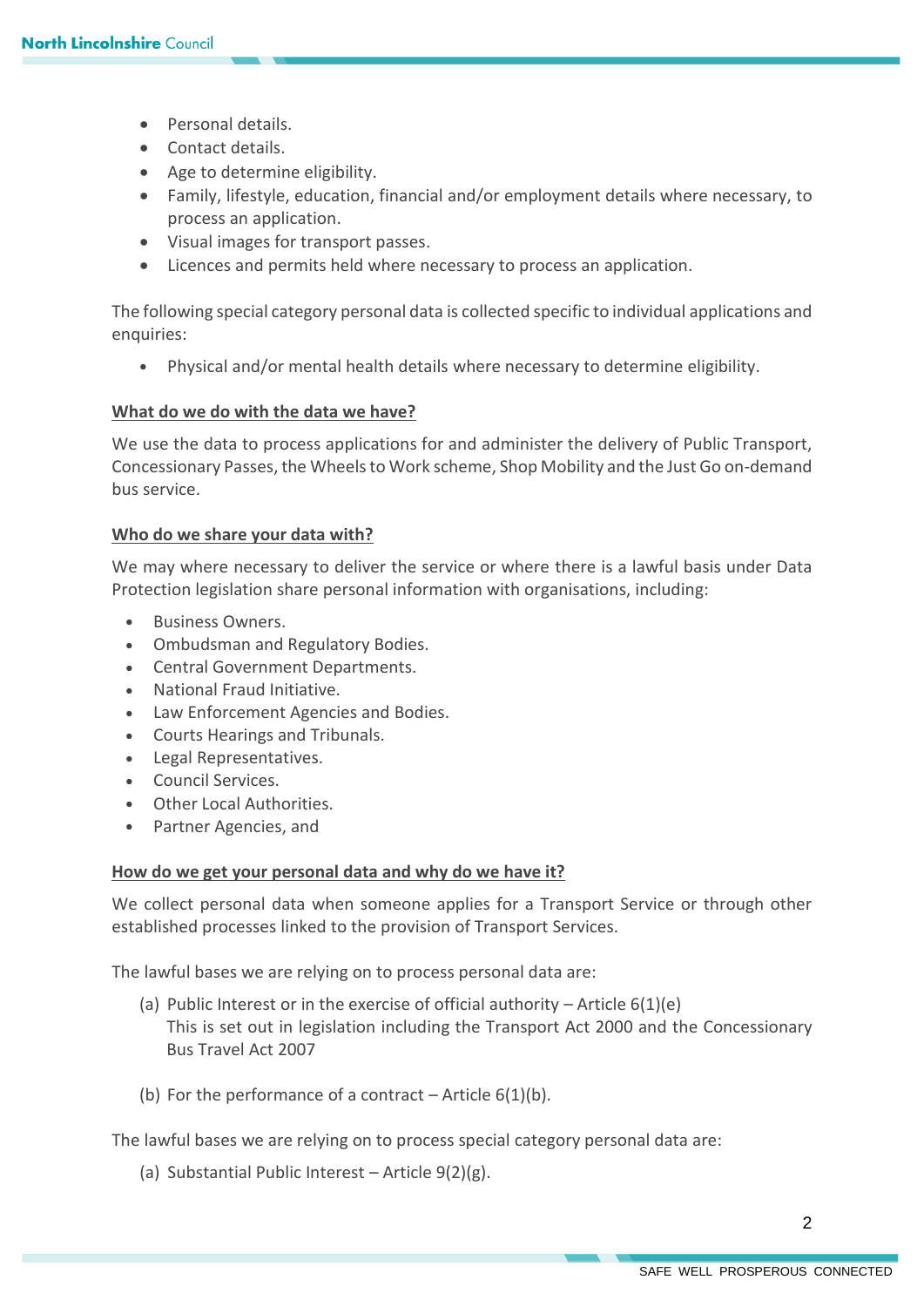- Personal details.
- Contact details.
- Age to determine eligibility.
- Family, lifestyle, education, financial and/or employment details where necessary, to process an application.
- Visual images for transport passes.
- Licences and permits held where necessary to process an application.

The following special category personal data is collected specific to individual applications and enquiries:

- Physical and/or mental health details where necessary to determine eligibility.

**What do we do with the data we have?**

We use the data to process applications for and administer the delivery of Public Transport, Concessionary Passes, the Wheels to Work scheme, Shop Mobility and the Just Go on-demand bus service.

**Who do we share your data with?**

We may where necessary to deliver the service or where there is a lawful basis under Data Protection legislation share personal information with organisations, including:

- Business Owners.
- Ombudsman and Regulatory Bodies.
- Central Government Departments.
- National Fraud Initiative.
- Law Enforcement Agencies and Bodies.
- Courts Hearings and Tribunals.
- Legal Representatives.
- Council Services.
- Other Local Authorities.
- Partner Agencies, and

**How do we get your personal data and why do we have it?**

We collect personal data when someone applies for a Transport Service or through other established processes linked to the provision of Transport Services.

The lawful bases we are relying on to process personal data are:

(a) Public Interest or in the exercise of official authority – Article 6(1)(e)
This is set out in legislation including the Transport Act 2000 and the Concessionary Bus Travel Act 2007

(b) For the performance of a contract – Article 6(1)(b).

The lawful bases we are relying on to process special category personal data are:

(a) Substantial Public Interest – Article 9(2)(g).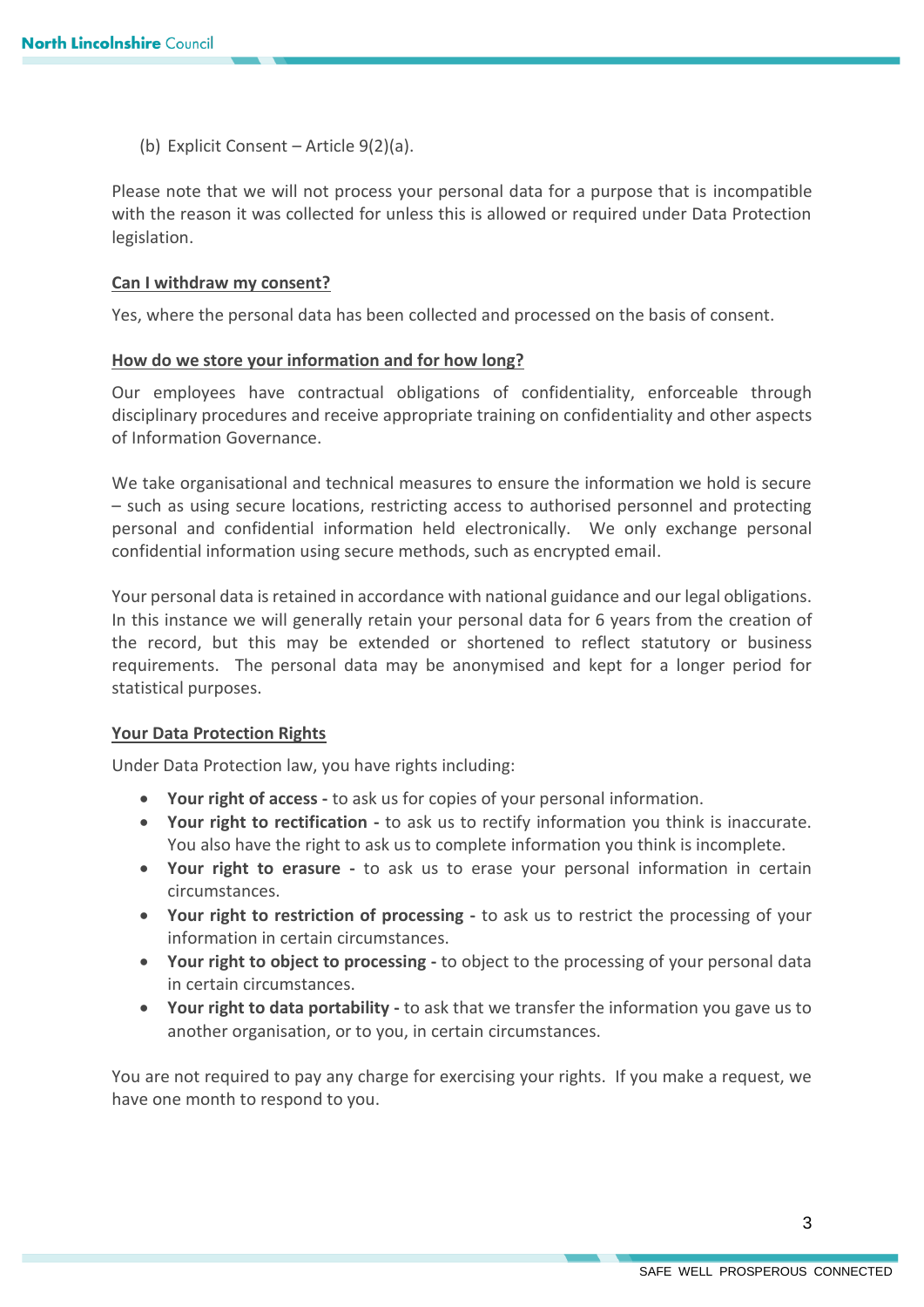(b) Explicit Consent – Article 9(2)(a).

Please note that we will not process your personal data for a purpose that is incompatible with the reason it was collected for unless this is allowed or required under Data Protection legislation.

## Can I withdraw my consent?

Yes, where the personal data has been collected and processed on the basis of consent.

## How do we store your information and for how long?

Our employees have contractual obligations of confidentiality, enforceable through disciplinary procedures and receive appropriate training on confidentiality and other aspects of Information Governance.

We take organisational and technical measures to ensure the information we hold is secure – such as using secure locations, restricting access to authorised personnel and protecting personal and confidential information held electronically. We only exchange personal confidential information using secure methods, such as encrypted email.

Your personal data is retained in accordance with national guidance and our legal obligations. In this instance we will generally retain your personal data for 6 years from the creation of the record, but this may be extended or shortened to reflect statutory or business requirements. The personal data may be anonymised and kept for a longer period for statistical purposes.

## Your Data Protection Rights

Under Data Protection law, you have rights including:

- **Your right of access -** to ask us for copies of your personal information.
- **Your right to rectification -** to ask us to rectify information you think is inaccurate. You also have the right to ask us to complete information you think is incomplete.
- **Your right to erasure -** to ask us to erase your personal information in certain circumstances.
- **Your right to restriction of processing -** to ask us to restrict the processing of your information in certain circumstances.
- **Your right to object to processing -** to object to the processing of your personal data in certain circumstances.
- **Your right to data portability -** to ask that we transfer the information you gave us to another organisation, or to you, in certain circumstances.

You are not required to pay any charge for exercising your rights. If you make a request, we have one month to respond to you.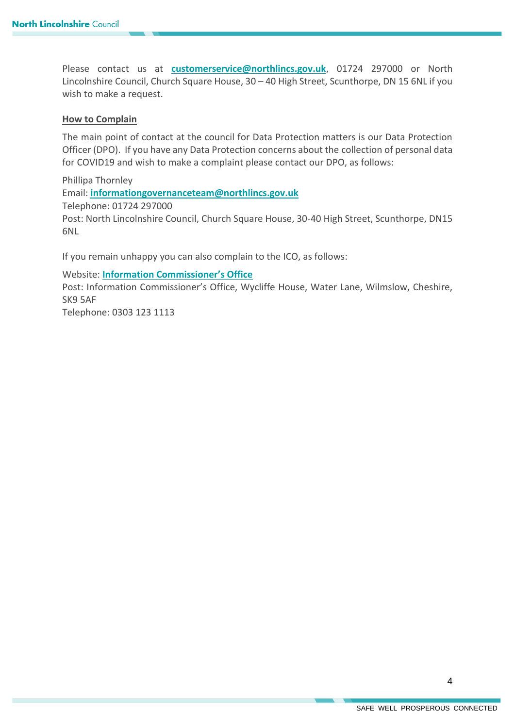Please contact us at **customerservice@northlincs.gov.uk**, 01724 297000 or North Lincolnshire Council, Church Square House, 30 – 40 High Street, Scunthorpe, DN 15 6NL if you wish to make a request.

## How to Complain

The main point of contact at the council for Data Protection matters is our Data Protection Officer (DPO). If you have any Data Protection concerns about the collection of personal data for COVID19 and wish to make a complaint please contact our DPO, as follows:

Phillipa Thornley
Email: **informationgovernanceteam@northlincs.gov.uk**
Telephone: 01724 297000
Post: North Lincolnshire Council, Church Square House, 30-40 High Street, Scunthorpe, DN15 6NL

If you remain unhappy you can also complain to the ICO, as follows:

Website: **Information Commissioner's Office**
Post: Information Commissioner's Office, Wycliffe House, Water Lane, Wilmslow, Cheshire, SK9 5AF
Telephone: 0303 123 1113